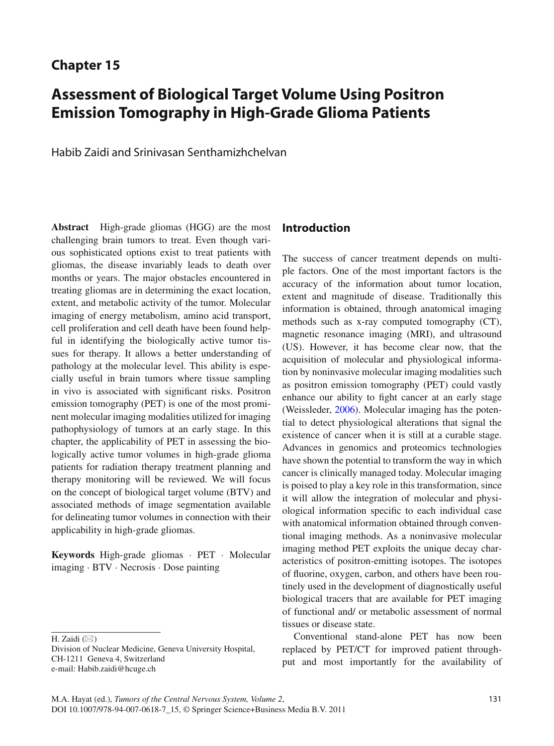# Chapter 15

# Assessment of Biological Target Volume Using Positron Emission Tomography in High-Grade Glioma Patients

Habib Zaidi and Srinivasan Senthamizhchelvan

**Abstract** High-grade gliomas (HGG) are the most challenging brain tumors to treat. Even though various sophisticated options exist to treat patients with gliomas, the disease invariably leads to death over months or years. The major obstacles encountered in treating gliomas are in determining the exact location, extent, and metabolic activity of the tumor. Molecular imaging of energy metabolism, amino acid transport, cell proliferation and cell death have been found helpful in identifying the biologically active tumor tissues for therapy. It allows a better understanding of pathology at the molecular level. This ability is especially useful in brain tumors where tissue sampling in vivo is associated with significant risks. Positron emission tomography (PET) is one of the most prominent molecular imaging modalities utilized for imaging pathophysiology of tumors at an early stage. In this chapter, the applicability of PET in assessing the biologically active tumor volumes in high-grade glioma patients for radiation therapy treatment planning and therapy monitoring will be reviewed. We will focus on the concept of biological target volume (BTV) and associated methods of image segmentation available for delineating tumor volumes in connection with their applicability in high-grade gliomas.

**Keywords** High-grade gliomas · PET · Molecular imaging · BTV · Necrosis · Dose painting

H. Zaidi (✉)
Division of Nuclear Medicine, Geneva University Hospital, CH-1211 Geneva 4, Switzerland
e-mail: Habib.zaidi@hcuge.ch

## Introduction

The success of cancer treatment depends on multiple factors. One of the most important factors is the accuracy of the information about tumor location, extent and magnitude of disease. Traditionally this information is obtained, through anatomical imaging methods such as x-ray computed tomography (CT), magnetic resonance imaging (MRI), and ultrasound (US). However, it has become clear now, that the acquisition of molecular and physiological information by noninvasive molecular imaging modalities such as positron emission tomography (PET) could vastly enhance our ability to fight cancer at an early stage (Weissleder, 2006). Molecular imaging has the potential to detect physiological alterations that signal the existence of cancer when it is still at a curable stage. Advances in genomics and proteomics technologies have shown the potential to transform the way in which cancer is clinically managed today. Molecular imaging is poised to play a key role in this transformation, since it will allow the integration of molecular and physiological information specific to each individual case with anatomical information obtained through conventional imaging methods. As a noninvasive molecular imaging method PET exploits the unique decay characteristics of positron-emitting isotopes. The isotopes of fluorine, oxygen, carbon, and others have been routinely used in the development of diagnostically useful biological tracers that are available for PET imaging of functional and/ or metabolic assessment of normal tissues or disease state.

Conventional stand-alone PET has now been replaced by PET/CT for improved patient throughput and most importantly for the availability of

M.A. Hayat (ed.), *Tumors of the Central Nervous System, Volume 2*,
DOI 10.1007/978-94-007-0618-7_15, © Springer Science+Business Media B.V. 2011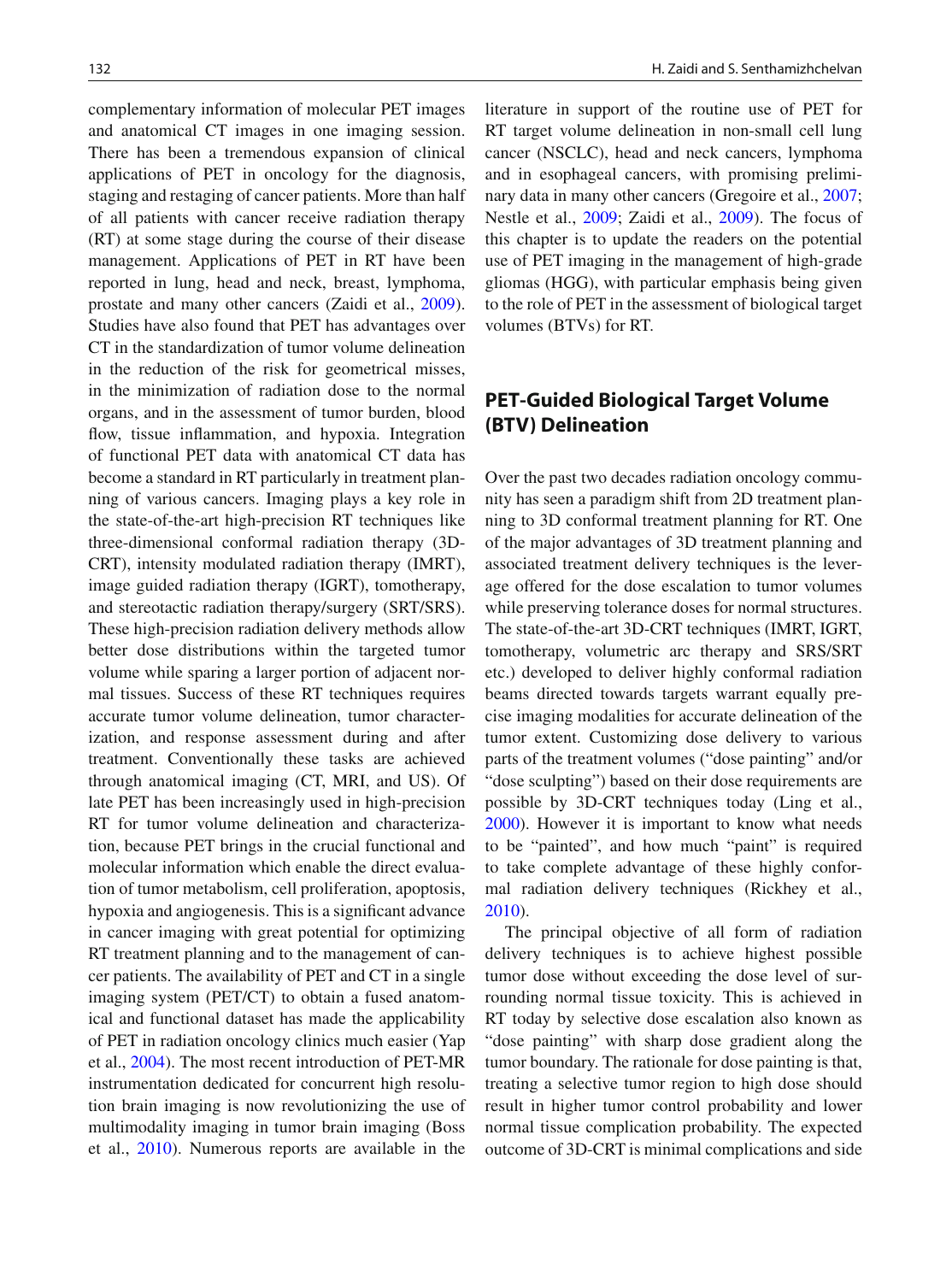complementary information of molecular PET images and anatomical CT images in one imaging session. There has been a tremendous expansion of clinical applications of PET in oncology for the diagnosis, staging and restaging of cancer patients. More than half of all patients with cancer receive radiation therapy (RT) at some stage during the course of their disease management. Applications of PET in RT have been reported in lung, head and neck, breast, lymphoma, prostate and many other cancers (Zaidi et al., 2009). Studies have also found that PET has advantages over CT in the standardization of tumor volume delineation in the reduction of the risk for geometrical misses, in the minimization of radiation dose to the normal organs, and in the assessment of tumor burden, blood flow, tissue inflammation, and hypoxia. Integration of functional PET data with anatomical CT data has become a standard in RT particularly in treatment planning of various cancers. Imaging plays a key role in the state-of-the-art high-precision RT techniques like three-dimensional conformal radiation therapy (3D-CRT), intensity modulated radiation therapy (IMRT), image guided radiation therapy (IGRT), tomotherapy, and stereotactic radiation therapy/surgery (SRT/SRS). These high-precision radiation delivery methods allow better dose distributions within the targeted tumor volume while sparing a larger portion of adjacent normal tissues. Success of these RT techniques requires accurate tumor volume delineation, tumor characterization, and response assessment during and after treatment. Conventionally these tasks are achieved through anatomical imaging (CT, MRI, and US). Of late PET has been increasingly used in high-precision RT for tumor volume delineation and characterization, because PET brings in the crucial functional and molecular information which enable the direct evaluation of tumor metabolism, cell proliferation, apoptosis, hypoxia and angiogenesis. This is a significant advance in cancer imaging with great potential for optimizing RT treatment planning and to the management of cancer patients. The availability of PET and CT in a single imaging system (PET/CT) to obtain a fused anatomical and functional dataset has made the applicability of PET in radiation oncology clinics much easier (Yap et al., 2004). The most recent introduction of PET-MR instrumentation dedicated for concurrent high resolution brain imaging is now revolutionizing the use of multimodality imaging in tumor brain imaging (Boss et al., 2010). Numerous reports are available in the literature in support of the routine use of PET for RT target volume delineation in non-small cell lung cancer (NSCLC), head and neck cancers, lymphoma and in esophageal cancers, with promising preliminary data in many other cancers (Gregoire et al., 2007; Nestle et al., 2009; Zaidi et al., 2009). The focus of this chapter is to update the readers on the potential use of PET imaging in the management of high-grade gliomas (HGG), with particular emphasis being given to the role of PET in the assessment of biological target volumes (BTVs) for RT.

## PET-Guided Biological Target Volume (BTV) Delineation

Over the past two decades radiation oncology community has seen a paradigm shift from 2D treatment planning to 3D conformal treatment planning for RT. One of the major advantages of 3D treatment planning and associated treatment delivery techniques is the leverage offered for the dose escalation to tumor volumes while preserving tolerance doses for normal structures. The state-of-the-art 3D-CRT techniques (IMRT, IGRT, tomotherapy, volumetric arc therapy and SRS/SRT etc.) developed to deliver highly conformal radiation beams directed towards targets warrant equally precise imaging modalities for accurate delineation of the tumor extent. Customizing dose delivery to various parts of the treatment volumes ("dose painting" and/or "dose sculpting") based on their dose requirements are possible by 3D-CRT techniques today (Ling et al., 2000). However it is important to know what needs to be "painted", and how much "paint" is required to take complete advantage of these highly conformal radiation delivery techniques (Rickhey et al., 2010).

The principal objective of all form of radiation delivery techniques is to achieve highest possible tumor dose without exceeding the dose level of surrounding normal tissue toxicity. This is achieved in RT today by selective dose escalation also known as "dose painting" with sharp dose gradient along the tumor boundary. The rationale for dose painting is that, treating a selective tumor region to high dose should result in higher tumor control probability and lower normal tissue complication probability. The expected outcome of 3D-CRT is minimal complications and side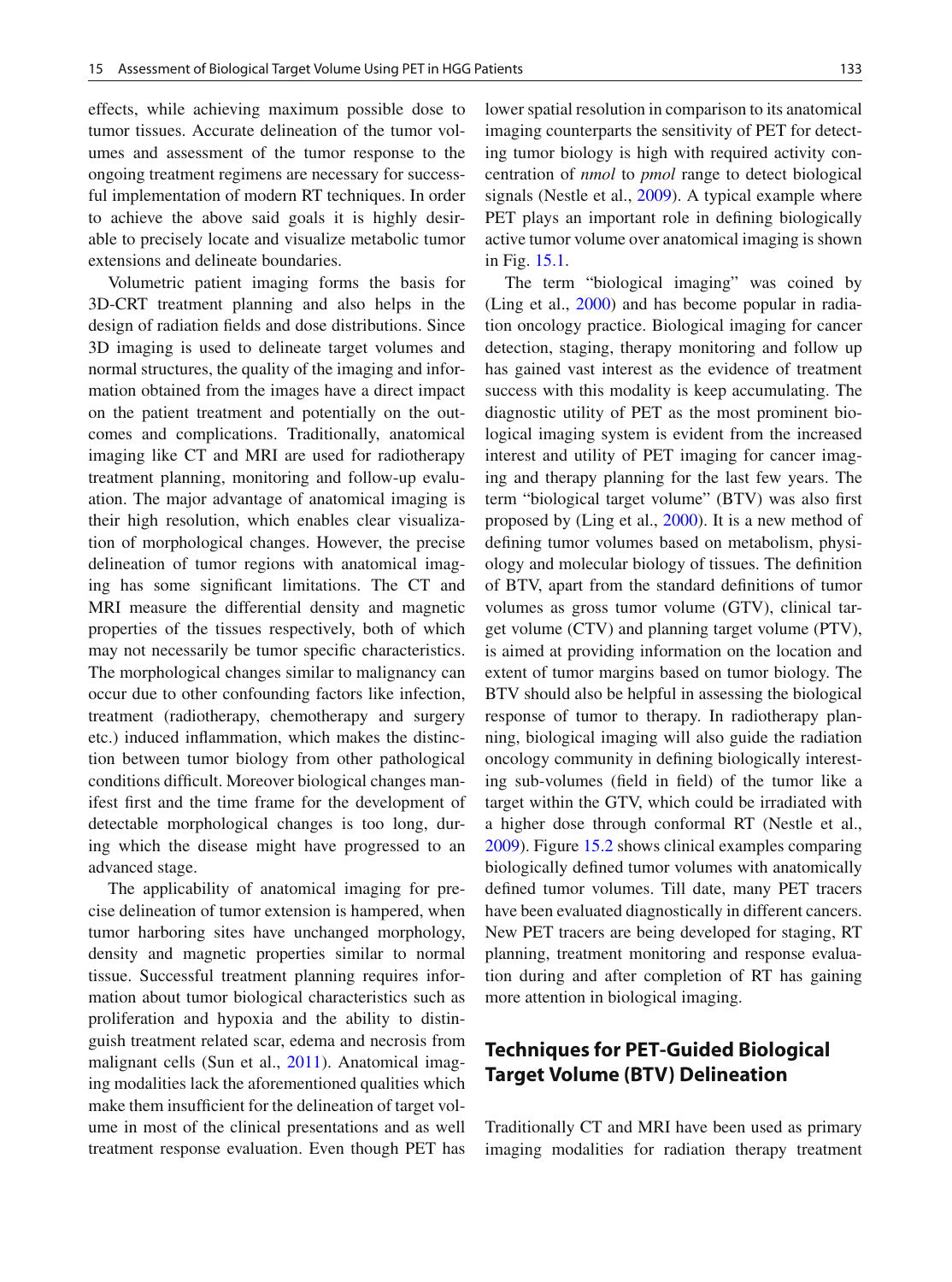effects, while achieving maximum possible dose to tumor tissues. Accurate delineation of the tumor volumes and assessment of the tumor response to the ongoing treatment regimens are necessary for successful implementation of modern RT techniques. In order to achieve the above said goals it is highly desirable to precisely locate and visualize metabolic tumor extensions and delineate boundaries.

Volumetric patient imaging forms the basis for 3D-CRT treatment planning and also helps in the design of radiation fields and dose distributions. Since 3D imaging is used to delineate target volumes and normal structures, the quality of the imaging and information obtained from the images have a direct impact on the patient treatment and potentially on the outcomes and complications. Traditionally, anatomical imaging like CT and MRI are used for radiotherapy treatment planning, monitoring and follow-up evaluation. The major advantage of anatomical imaging is their high resolution, which enables clear visualization of morphological changes. However, the precise delineation of tumor regions with anatomical imaging has some significant limitations. The CT and MRI measure the differential density and magnetic properties of the tissues respectively, both of which may not necessarily be tumor specific characteristics. The morphological changes similar to malignancy can occur due to other confounding factors like infection, treatment (radiotherapy, chemotherapy and surgery etc.) induced inflammation, which makes the distinction between tumor biology from other pathological conditions difficult. Moreover biological changes manifest first and the time frame for the development of detectable morphological changes is too long, during which the disease might have progressed to an advanced stage.

The applicability of anatomical imaging for precise delineation of tumor extension is hampered, when tumor harboring sites have unchanged morphology, density and magnetic properties similar to normal tissue. Successful treatment planning requires information about tumor biological characteristics such as proliferation and hypoxia and the ability to distinguish treatment related scar, edema and necrosis from malignant cells (Sun et al., 2011). Anatomical imaging modalities lack the aforementioned qualities which make them insufficient for the delineation of target volume in most of the clinical presentations and as well treatment response evaluation. Even though PET has lower spatial resolution in comparison to its anatomical imaging counterparts the sensitivity of PET for detecting tumor biology is high with required activity concentration of *nmol* to *pmol* range to detect biological signals (Nestle et al., 2009). A typical example where PET plays an important role in defining biologically active tumor volume over anatomical imaging is shown in Fig. 15.1.

The term "biological imaging" was coined by (Ling et al., 2000) and has become popular in radiation oncology practice. Biological imaging for cancer detection, staging, therapy monitoring and follow up has gained vast interest as the evidence of treatment success with this modality is keep accumulating. The diagnostic utility of PET as the most prominent biological imaging system is evident from the increased interest and utility of PET imaging for cancer imaging and therapy planning for the last few years. The term "biological target volume" (BTV) was also first proposed by (Ling et al., 2000). It is a new method of defining tumor volumes based on metabolism, physiology and molecular biology of tissues. The definition of BTV, apart from the standard definitions of tumor volumes as gross tumor volume (GTV), clinical target volume (CTV) and planning target volume (PTV), is aimed at providing information on the location and extent of tumor margins based on tumor biology. The BTV should also be helpful in assessing the biological response of tumor to therapy. In radiotherapy planning, biological imaging will also guide the radiation oncology community in defining biologically interesting sub-volumes (field in field) of the tumor like a target within the GTV, which could be irradiated with a higher dose through conformal RT (Nestle et al., 2009). Figure 15.2 shows clinical examples comparing biologically defined tumor volumes with anatomically defined tumor volumes. Till date, many PET tracers have been evaluated diagnostically in different cancers. New PET tracers are being developed for staging, RT planning, treatment monitoring and response evaluation during and after completion of RT has gaining more attention in biological imaging.

## Techniques for PET-Guided Biological Target Volume (BTV) Delineation

Traditionally CT and MRI have been used as primary imaging modalities for radiation therapy treatment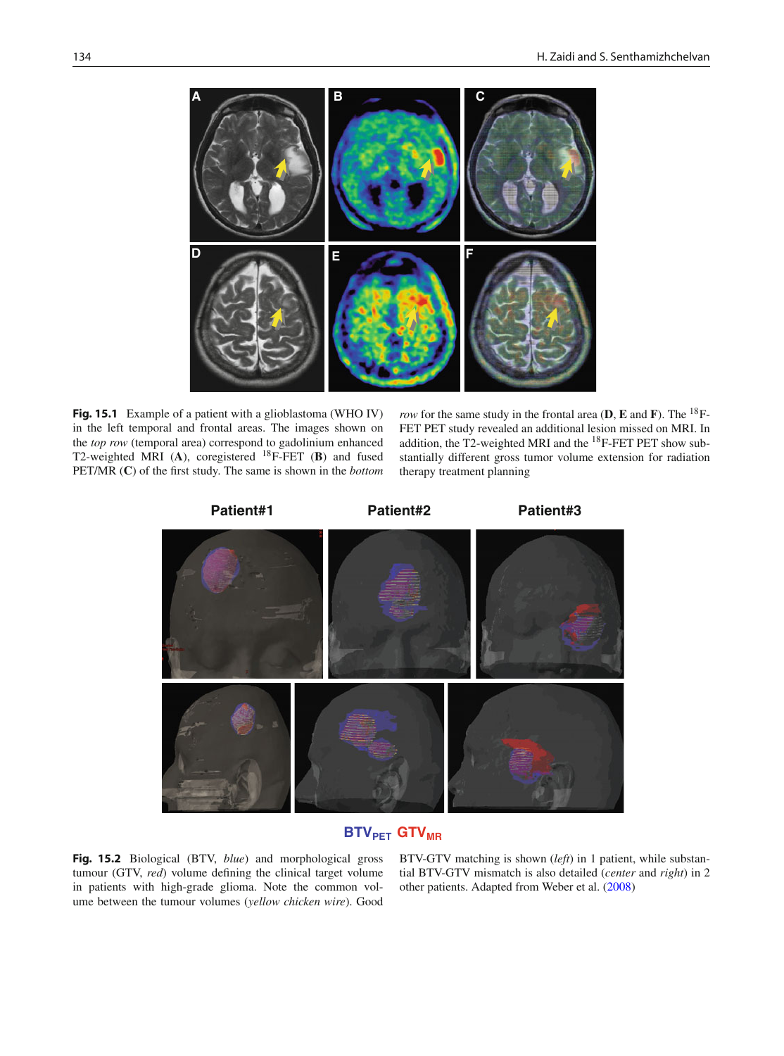**Fig. 15.1** Example of a patient with a glioblastoma (WHO IV) in the left temporal and frontal areas. The images shown on the *top row* (temporal area) correspond to gadolinium enhanced T2-weighted MRI (**A**), coregistered $^{18}$F-FET (**B**) and fused PET/MR (**C**) of the first study. The same is shown in the *bottom row* for the same study in the frontal area (**D**, **E** and **F**). The $^{18}$F-FET PET study revealed an additional lesion missed on MRI. In addition, the T2-weighted MRI and the $^{18}$F-FET PET show substantially different gross tumor volume extension for radiation therapy treatment planning

**Fig. 15.2** Biological (BTV, *blue*) and morphological gross tumour (GTV, *red*) volume defining the clinical target volume in patients with high-grade glioma. Note the common volume between the tumour volumes (*yellow chicken wire*). Good BTV-GTV matching is shown (*left*) in 1 patient, while substantial BTV-GTV mismatch is also detailed (*center* and *right*) in 2 other patients. Adapted from Weber et al. (2008)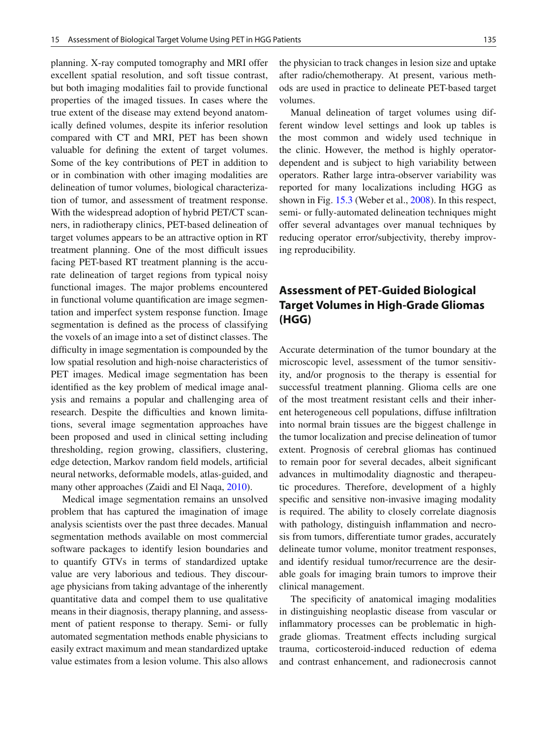planning. X-ray computed tomography and MRI offer excellent spatial resolution, and soft tissue contrast, but both imaging modalities fail to provide functional properties of the imaged tissues. In cases where the true extent of the disease may extend beyond anatomically defined volumes, despite its inferior resolution compared with CT and MRI, PET has been shown valuable for defining the extent of target volumes. Some of the key contributions of PET in addition to or in combination with other imaging modalities are delineation of tumor volumes, biological characterization of tumor, and assessment of treatment response. With the widespread adoption of hybrid PET/CT scanners, in radiotherapy clinics, PET-based delineation of target volumes appears to be an attractive option in RT treatment planning. One of the most difficult issues facing PET-based RT treatment planning is the accurate delineation of target regions from typical noisy functional images. The major problems encountered in functional volume quantification are image segmentation and imperfect system response function. Image segmentation is defined as the process of classifying the voxels of an image into a set of distinct classes. The difficulty in image segmentation is compounded by the low spatial resolution and high-noise characteristics of PET images. Medical image segmentation has been identified as the key problem of medical image analysis and remains a popular and challenging area of research. Despite the difficulties and known limitations, several image segmentation approaches have been proposed and used in clinical setting including thresholding, region growing, classifiers, clustering, edge detection, Markov random field models, artificial neural networks, deformable models, atlas-guided, and many other approaches (Zaidi and El Naqa, 2010).

Medical image segmentation remains an unsolved problem that has captured the imagination of image analysis scientists over the past three decades. Manual segmentation methods available on most commercial software packages to identify lesion boundaries and to quantify GTVs in terms of standardized uptake value are very laborious and tedious. They discourage physicians from taking advantage of the inherently quantitative data and compel them to use qualitative means in their diagnosis, therapy planning, and assessment of patient response to therapy. Semi- or fully automated segmentation methods enable physicians to easily extract maximum and mean standardized uptake value estimates from a lesion volume. This also allows the physician to track changes in lesion size and uptake after radio/chemotherapy. At present, various methods are used in practice to delineate PET-based target volumes.

Manual delineation of target volumes using different window level settings and look up tables is the most common and widely used technique in the clinic. However, the method is highly operator-dependent and is subject to high variability between operators. Rather large intra-observer variability was reported for many localizations including HGG as shown in Fig. 15.3 (Weber et al., 2008). In this respect, semi- or fully-automated delineation techniques might offer several advantages over manual techniques by reducing operator error/subjectivity, thereby improving reproducibility.

## Assessment of PET-Guided Biological Target Volumes in High-Grade Gliomas (HGG)

Accurate determination of the tumor boundary at the microscopic level, assessment of the tumor sensitivity, and/or prognosis to the therapy is essential for successful treatment planning. Glioma cells are one of the most treatment resistant cells and their inherent heterogeneous cell populations, diffuse infiltration into normal brain tissues are the biggest challenge in the tumor localization and precise delineation of tumor extent. Prognosis of cerebral gliomas has continued to remain poor for several decades, albeit significant advances in multimodality diagnostic and therapeutic procedures. Therefore, development of a highly specific and sensitive non-invasive imaging modality is required. The ability to closely correlate diagnosis with pathology, distinguish inflammation and necrosis from tumors, differentiate tumor grades, accurately delineate tumor volume, monitor treatment responses, and identify residual tumor/recurrence are the desirable goals for imaging brain tumors to improve their clinical management.

The specificity of anatomical imaging modalities in distinguishing neoplastic disease from vascular or inflammatory processes can be problematic in high-grade gliomas. Treatment effects including surgical trauma, corticosteroid-induced reduction of edema and contrast enhancement, and radionecrosis cannot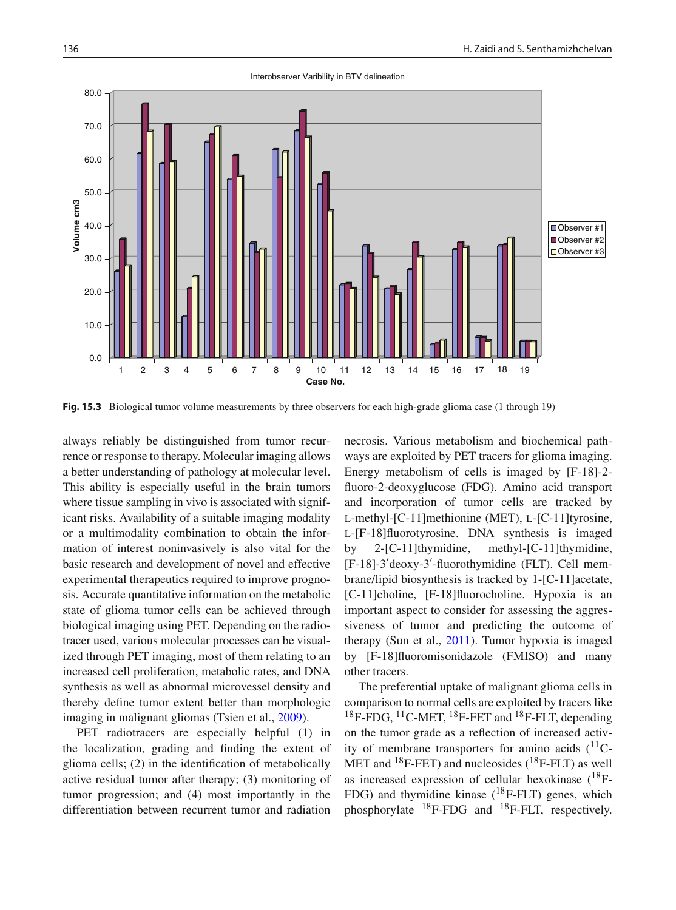Fig. 15.3 Biological tumor volume measurements by three observers for each high-grade glioma case (1 through 19)

always reliably be distinguished from tumor recurrence or response to therapy. Molecular imaging allows a better understanding of pathology at molecular level. This ability is especially useful in the brain tumors where tissue sampling in vivo is associated with significant risks. Availability of a suitable imaging modality or a multimodality combination to obtain the information of interest noninvasively is also vital for the basic research and development of novel and effective experimental therapeutics required to improve prognosis. Accurate quantitative information on the metabolic state of glioma tumor cells can be achieved through biological imaging using PET. Depending on the radiotracer used, various molecular processes can be visualized through PET imaging, most of them relating to an increased cell proliferation, metabolic rates, and DNA synthesis as well as abnormal microvessel density and thereby define tumor extent better than morphologic imaging in malignant gliomas (Tsien et al., 2009).

PET radiotracers are especially helpful (1) in the localization, grading and finding the extent of glioma cells; (2) in the identification of metabolically active residual tumor after therapy; (3) monitoring of tumor progression; and (4) most importantly in the differentiation between recurrent tumor and radiation necrosis. Various metabolism and biochemical pathways are exploited by PET tracers for glioma imaging. Energy metabolism of cells is imaged by [F-18]-2-fluoro-2-deoxyglucose (FDG). Amino acid transport and incorporation of tumor cells are tracked by L-methyl-[C-11]methionine (MET), L-[C-11]tyrosine, L-[F-18]fluorotyrosine. DNA synthesis is imaged by 2-[C-11]thymidine, methyl-[C-11]thymidine, [F-18]-3′deoxy-3′-fluorothymidine (FLT). Cell membrane/lipid biosynthesis is tracked by 1-[C-11]acetate, [C-11]choline, [F-18]fluorocholine. Hypoxia is an important aspect to consider for assessing the aggressiveness of tumor and predicting the outcome of therapy (Sun et al., 2011). Tumor hypoxia is imaged by [F-18]fluoromisonidazole (FMISO) and many other tracers.

The preferential uptake of malignant glioma cells in comparison to normal cells are exploited by tracers like $^{18}$F-FDG, $^{11}$C-MET, $^{18}$F-FET and $^{18}$F-FLT, depending on the tumor grade as a reflection of increased activity of membrane transporters for amino acids ($^{11}$C-MET and $^{18}$F-FET) and nucleosides ($^{18}$F-FLT) as well as increased expression of cellular hexokinase ($^{18}$F-FDG) and thymidine kinase ($^{18}$F-FLT) genes, which phosphorylate $^{18}$F-FDG and $^{18}$F-FLT, respectively.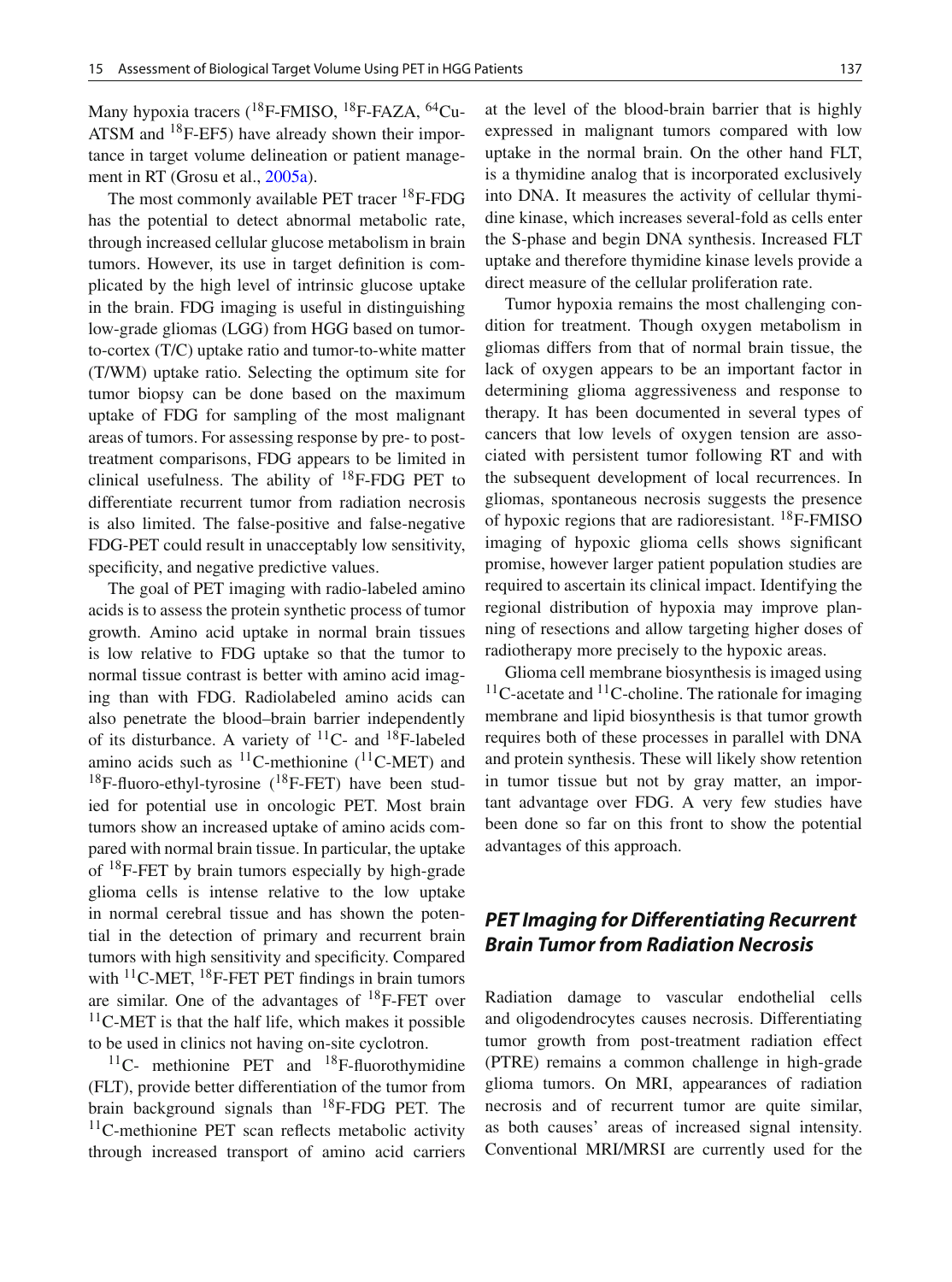Many hypoxia tracers ($^{18}$F-FMISO, $^{18}$F-FAZA, $^{64}$Cu-ATSM and $^{18}$F-EF5) have already shown their importance in target volume delineation or patient management in RT (Grosu et al., 2005a).

The most commonly available PET tracer $^{18}$F-FDG has the potential to detect abnormal metabolic rate, through increased cellular glucose metabolism in brain tumors. However, its use in target definition is complicated by the high level of intrinsic glucose uptake in the brain. FDG imaging is useful in distinguishing low-grade gliomas (LGG) from HGG based on tumor-to-cortex (T/C) uptake ratio and tumor-to-white matter (T/WM) uptake ratio. Selecting the optimum site for tumor biopsy can be done based on the maximum uptake of FDG for sampling of the most malignant areas of tumors. For assessing response by pre- to post-treatment comparisons, FDG appears to be limited in clinical usefulness. The ability of $^{18}$F-FDG PET to differentiate recurrent tumor from radiation necrosis is also limited. The false-positive and false-negative FDG-PET could result in unacceptably low sensitivity, specificity, and negative predictive values.

The goal of PET imaging with radio-labeled amino acids is to assess the protein synthetic process of tumor growth. Amino acid uptake in normal brain tissues is low relative to FDG uptake so that the tumor to normal tissue contrast is better with amino acid imaging than with FDG. Radiolabeled amino acids can also penetrate the blood–brain barrier independently of its disturbance. A variety of $^{11}$C- and $^{18}$F-labeled amino acids such as $^{11}$C-methionine ($^{11}$C-MET) and $^{18}$F-fluoro-ethyl-tyrosine ($^{18}$F-FET) have been studied for potential use in oncologic PET. Most brain tumors show an increased uptake of amino acids compared with normal brain tissue. In particular, the uptake of $^{18}$F-FET by brain tumors especially by high-grade glioma cells is intense relative to the low uptake in normal cerebral tissue and has shown the potential in the detection of primary and recurrent brain tumors with high sensitivity and specificity. Compared with $^{11}$C-MET, $^{18}$F-FET PET findings in brain tumors are similar. One of the advantages of $^{18}$F-FET over $^{11}$C-MET is that the half life, which makes it possible to be used in clinics not having on-site cyclotron.

$^{11}$C- methionine PET and $^{18}$F-fluorothymidine (FLT), provide better differentiation of the tumor from brain background signals than $^{18}$F-FDG PET. The $^{11}$C-methionine PET scan reflects metabolic activity through increased transport of amino acid carriers at the level of the blood-brain barrier that is highly expressed in malignant tumors compared with low uptake in the normal brain. On the other hand FLT, is a thymidine analog that is incorporated exclusively into DNA. It measures the activity of cellular thymidine kinase, which increases several-fold as cells enter the S-phase and begin DNA synthesis. Increased FLT uptake and therefore thymidine kinase levels provide a direct measure of the cellular proliferation rate.

Tumor hypoxia remains the most challenging condition for treatment. Though oxygen metabolism in gliomas differs from that of normal brain tissue, the lack of oxygen appears to be an important factor in determining glioma aggressiveness and response to therapy. It has been documented in several types of cancers that low levels of oxygen tension are associated with persistent tumor following RT and with the subsequent development of local recurrences. In gliomas, spontaneous necrosis suggests the presence of hypoxic regions that are radioresistant. $^{18}$F-FMISO imaging of hypoxic glioma cells shows significant promise, however larger patient population studies are required to ascertain its clinical impact. Identifying the regional distribution of hypoxia may improve planning of resections and allow targeting higher doses of radiotherapy more precisely to the hypoxic areas.

Glioma cell membrane biosynthesis is imaged using $^{11}$C-acetate and $^{11}$C-choline. The rationale for imaging membrane and lipid biosynthesis is that tumor growth requires both of these processes in parallel with DNA and protein synthesis. These will likely show retention in tumor tissue but not by gray matter, an important advantage over FDG. A very few studies have been done so far on this front to show the potential advantages of this approach.

## *PET Imaging for Differentiating Recurrent Brain Tumor from Radiation Necrosis*

Radiation damage to vascular endothelial cells and oligodendrocytes causes necrosis. Differentiating tumor growth from post-treatment radiation effect (PTRE) remains a common challenge in high-grade glioma tumors. On MRI, appearances of radiation necrosis and of recurrent tumor are quite similar, as both causes' areas of increased signal intensity. Conventional MRI/MRSI are currently used for the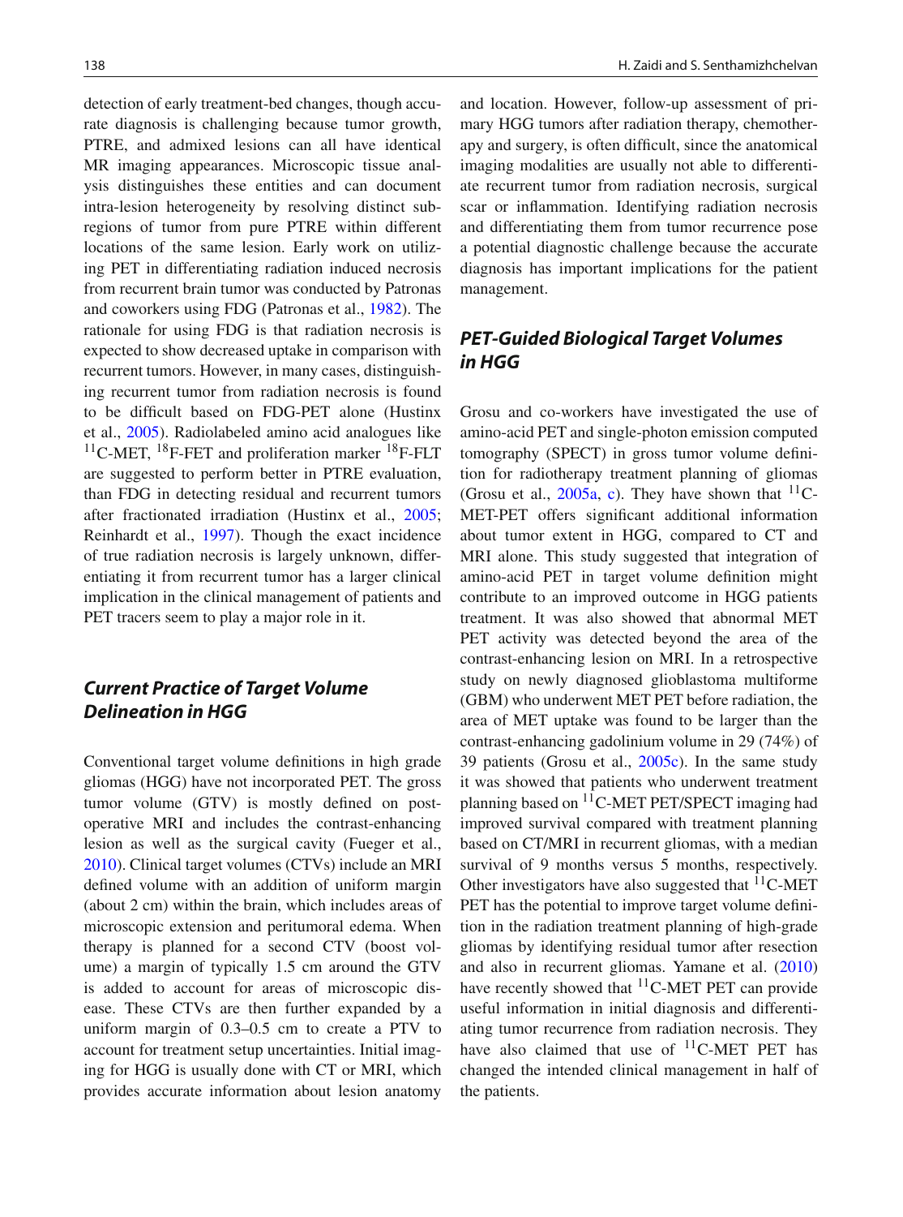detection of early treatment-bed changes, though accurate diagnosis is challenging because tumor growth, PTRE, and admixed lesions can all have identical MR imaging appearances. Microscopic tissue analysis distinguishes these entities and can document intra-lesion heterogeneity by resolving distinct subregions of tumor from pure PTRE within different locations of the same lesion. Early work on utilizing PET in differentiating radiation induced necrosis from recurrent brain tumor was conducted by Patronas and coworkers using FDG (Patronas et al., 1982). The rationale for using FDG is that radiation necrosis is expected to show decreased uptake in comparison with recurrent tumors. However, in many cases, distinguishing recurrent tumor from radiation necrosis is found to be difficult based on FDG-PET alone (Hustinx et al., 2005). Radiolabeled amino acid analogues like $^{11}$C-MET, $^{18}$F-FET and proliferation marker $^{18}$F-FLT are suggested to perform better in PTRE evaluation, than FDG in detecting residual and recurrent tumors after fractionated irradiation (Hustinx et al., 2005; Reinhardt et al., 1997). Though the exact incidence of true radiation necrosis is largely unknown, differentiating it from recurrent tumor has a larger clinical implication in the clinical management of patients and PET tracers seem to play a major role in it.

## Current Practice of Target Volume Delineation in HGG

Conventional target volume definitions in high grade gliomas (HGG) have not incorporated PET. The gross tumor volume (GTV) is mostly defined on post-operative MRI and includes the contrast-enhancing lesion as well as the surgical cavity (Fueger et al., 2010). Clinical target volumes (CTVs) include an MRI defined volume with an addition of uniform margin (about 2 cm) within the brain, which includes areas of microscopic extension and peritumoral edema. When therapy is planned for a second CTV (boost volume) a margin of typically 1.5 cm around the GTV is added to account for areas of microscopic disease. These CTVs are then further expanded by a uniform margin of 0.3–0.5 cm to create a PTV to account for treatment setup uncertainties. Initial imaging for HGG is usually done with CT or MRI, which provides accurate information about lesion anatomy and location. However, follow-up assessment of primary HGG tumors after radiation therapy, chemotherapy and surgery, is often difficult, since the anatomical imaging modalities are usually not able to differentiate recurrent tumor from radiation necrosis, surgical scar or inflammation. Identifying radiation necrosis and differentiating them from tumor recurrence pose a potential diagnostic challenge because the accurate diagnosis has important implications for the patient management.

## PET-Guided Biological Target Volumes in HGG

Grosu and co-workers have investigated the use of amino-acid PET and single-photon emission computed tomography (SPECT) in gross tumor volume definition for radiotherapy treatment planning of gliomas (Grosu et al., 2005a, c). They have shown that $^{11}$C-MET-PET offers significant additional information about tumor extent in HGG, compared to CT and MRI alone. This study suggested that integration of amino-acid PET in target volume definition might contribute to an improved outcome in HGG patients treatment. It was also showed that abnormal MET PET activity was detected beyond the area of the contrast-enhancing lesion on MRI. In a retrospective study on newly diagnosed glioblastoma multiforme (GBM) who underwent MET PET before radiation, the area of MET uptake was found to be larger than the contrast-enhancing gadolinium volume in 29 (74%) of 39 patients (Grosu et al., 2005c). In the same study it was showed that patients who underwent treatment planning based on $^{11}$C-MET PET/SPECT imaging had improved survival compared with treatment planning based on CT/MRI in recurrent gliomas, with a median survival of 9 months versus 5 months, respectively. Other investigators have also suggested that $^{11}$C-MET PET has the potential to improve target volume definition in the radiation treatment planning of high-grade gliomas by identifying residual tumor after resection and also in recurrent gliomas. Yamane et al. (2010) have recently showed that $^{11}$C-MET PET can provide useful information in initial diagnosis and differentiating tumor recurrence from radiation necrosis. They have also claimed that use of $^{11}$C-MET PET has changed the intended clinical management in half of the patients.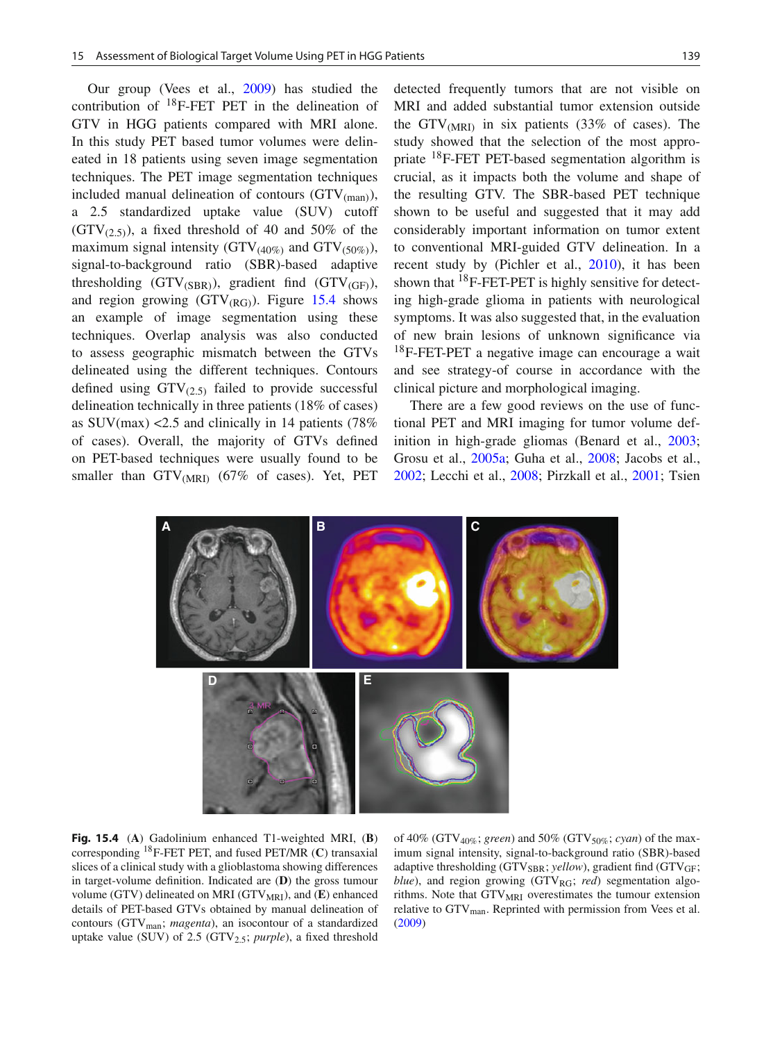Our group (Vees et al., 2009) has studied the contribution of $^{18}$F-FET PET in the delineation of GTV in HGG patients compared with MRI alone. In this study PET based tumor volumes were delineated in 18 patients using seven image segmentation techniques. The PET image segmentation techniques included manual delineation of contours ($GTV_{(man)}$), a 2.5 standardized uptake value (SUV) cutoff ($GTV_{(2.5)}$), a fixed threshold of 40 and 50% of the maximum signal intensity ($GTV_{(40\%)}$ and $GTV_{(50\%)}$), signal-to-background ratio (SBR)-based adaptive thresholding ($GTV_{(SBR)}$), gradient find ($GTV_{(GF)}$), and region growing ($GTV_{(RG)}$). Figure 15.4 shows an example of image segmentation using these techniques. Overlap analysis was also conducted to assess geographic mismatch between the GTVs delineated using the different techniques. Contours defined using $GTV_{(2.5)}$ failed to provide successful delineation technically in three patients (18% of cases) as SUV(max) <2.5 and clinically in 14 patients (78% of cases). Overall, the majority of GTVs defined on PET-based techniques were usually found to be smaller than $GTV_{(MRI)}$ (67% of cases). Yet, PET detected frequently tumors that are not visible on MRI and added substantial tumor extension outside the $GTV_{(MRI)}$ in six patients (33% of cases). The study showed that the selection of the most appropriate $^{18}$F-FET PET-based segmentation algorithm is crucial, as it impacts both the volume and shape of the resulting GTV. The SBR-based PET technique shown to be useful and suggested that it may add considerably important information on tumor extent to conventional MRI-guided GTV delineation. In a recent study by (Pichler et al., 2010), it has been shown that $^{18}$F-FET-PET is highly sensitive for detecting high-grade glioma in patients with neurological symptoms. It was also suggested that, in the evaluation of new brain lesions of unknown significance via $^{18}$F-FET-PET a negative image can encourage a wait and see strategy-of course in accordance with the clinical picture and morphological imaging.

There are a few good reviews on the use of functional PET and MRI imaging for tumor volume definition in high-grade gliomas (Benard et al., 2003; Grosu et al., 2005a; Guha et al., 2008; Jacobs et al., 2002; Lecchi et al., 2008; Pirzkall et al., 2001; Tsien

**Fig. 15.4** (**A**) Gadolinium enhanced T1-weighted MRI, (**B**) corresponding $^{18}$F-FET PET, and fused PET/MR (**C**) transaxial slices of a clinical study with a glioblastoma showing differences in target-volume definition. Indicated are (**D**) the gross tumour volume (GTV) delineated on MRI ($GTV_{MRI}$), and (**E**) enhanced details of PET-based GTVs obtained by manual delineation of contours ($GTV_{man}$; *magenta*), an isocontour of a standardized uptake value (SUV) of 2.5 ($GTV_{2.5}$; *purple*), a fixed threshold of 40% ($GTV_{40\%}$; *green*) and 50% ($GTV_{50\%}$; *cyan*) of the maximum signal intensity, signal-to-background ratio (SBR)-based adaptive thresholding ($GTV_{SBR}$; *yellow*), gradient find ($GTV_{GF}$; *blue*), and region growing ($GTV_{RG}$; *red*) segmentation algorithms. Note that $GTV_{MRI}$ overestimates the tumour extension relative to $GTV_{man}$. Reprinted with permission from Vees et al. (2009)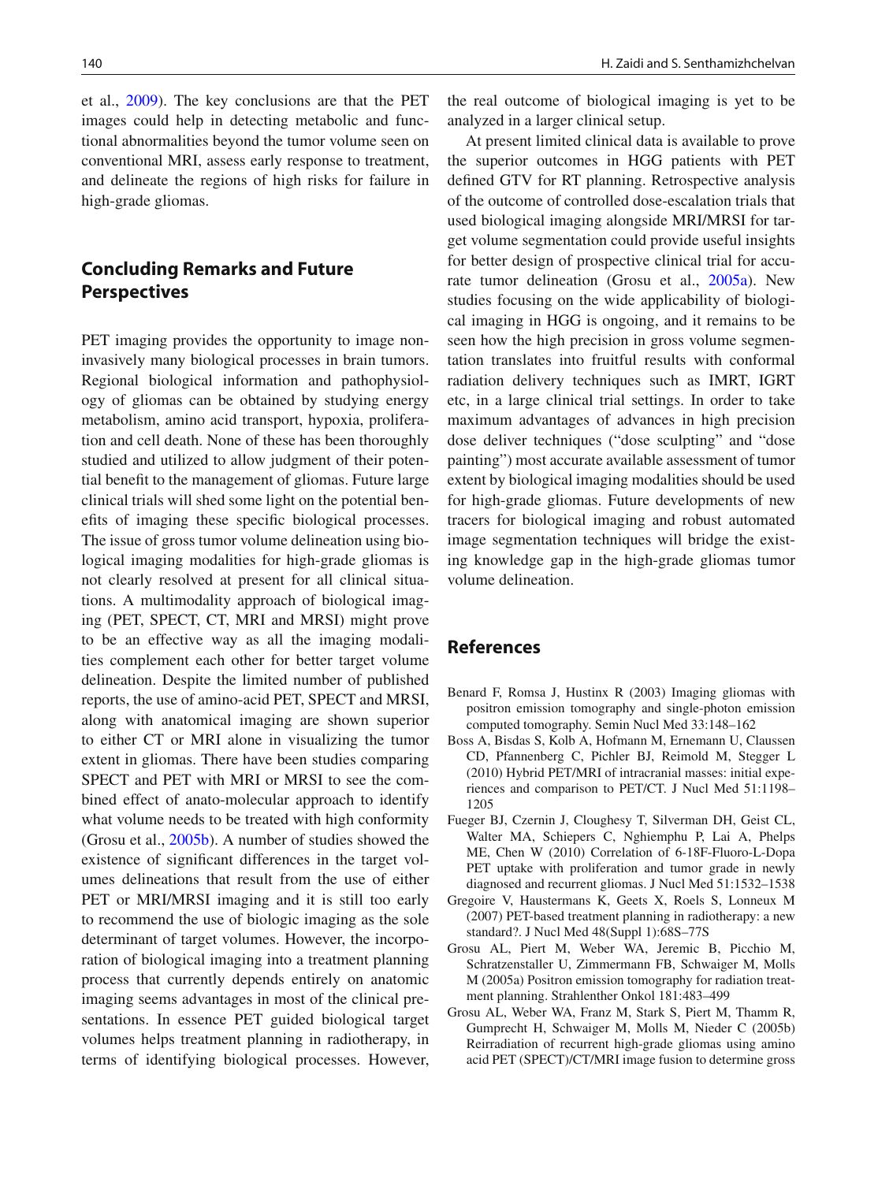et al., 2009). The key conclusions are that the PET images could help in detecting metabolic and functional abnormalities beyond the tumor volume seen on conventional MRI, assess early response to treatment, and delineate the regions of high risks for failure in high-grade gliomas.

## Concluding Remarks and Future Perspectives

PET imaging provides the opportunity to image noninvasively many biological processes in brain tumors. Regional biological information and pathophysiology of gliomas can be obtained by studying energy metabolism, amino acid transport, hypoxia, proliferation and cell death. None of these has been thoroughly studied and utilized to allow judgment of their potential benefit to the management of gliomas. Future large clinical trials will shed some light on the potential benefits of imaging these specific biological processes. The issue of gross tumor volume delineation using biological imaging modalities for high-grade gliomas is not clearly resolved at present for all clinical situations. A multimodality approach of biological imaging (PET, SPECT, CT, MRI and MRSI) might prove to be an effective way as all the imaging modalities complement each other for better target volume delineation. Despite the limited number of published reports, the use of amino-acid PET, SPECT and MRSI, along with anatomical imaging are shown superior to either CT or MRI alone in visualizing the tumor extent in gliomas. There have been studies comparing SPECT and PET with MRI or MRSI to see the combined effect of anato-molecular approach to identify what volume needs to be treated with high conformity (Grosu et al., 2005b). A number of studies showed the existence of significant differences in the target volumes delineations that result from the use of either PET or MRI/MRSI imaging and it is still too early to recommend the use of biologic imaging as the sole determinant of target volumes. However, the incorporation of biological imaging into a treatment planning process that currently depends entirely on anatomic imaging seems advantages in most of the clinical presentations. In essence PET guided biological target volumes helps treatment planning in radiotherapy, in terms of identifying biological processes. However, the real outcome of biological imaging is yet to be analyzed in a larger clinical setup.

At present limited clinical data is available to prove the superior outcomes in HGG patients with PET defined GTV for RT planning. Retrospective analysis of the outcome of controlled dose-escalation trials that used biological imaging alongside MRI/MRSI for target volume segmentation could provide useful insights for better design of prospective clinical trial for accurate tumor delineation (Grosu et al., 2005a). New studies focusing on the wide applicability of biological imaging in HGG is ongoing, and it remains to be seen how the high precision in gross volume segmentation translates into fruitful results with conformal radiation delivery techniques such as IMRT, IGRT etc, in a large clinical trial settings. In order to take maximum advantages of advances in high precision dose deliver techniques ("dose sculpting" and "dose painting") most accurate available assessment of tumor extent by biological imaging modalities should be used for high-grade gliomas. Future developments of new tracers for biological imaging and robust automated image segmentation techniques will bridge the existing knowledge gap in the high-grade gliomas tumor volume delineation.

## References

Benard F, Romsa J, Hustinx R (2003) Imaging gliomas with positron emission tomography and single-photon emission computed tomography. Semin Nucl Med 33:148–162

Boss A, Bisdas S, Kolb A, Hofmann M, Ernemann U, Claussen CD, Pfannenberg C, Pichler BJ, Reimold M, Stegger L (2010) Hybrid PET/MRI of intracranial masses: initial experiences and comparison to PET/CT. J Nucl Med 51:1198–1205

Fueger BJ, Czernin J, Cloughesy T, Silverman DH, Geist CL, Walter MA, Schiepers C, Nghiemphu P, Lai A, Phelps ME, Chen W (2010) Correlation of 6-18F-Fluoro-L-Dopa PET uptake with proliferation and tumor grade in newly diagnosed and recurrent gliomas. J Nucl Med 51:1532–1538

Gregoire V, Haustermans K, Geets X, Roels S, Lonneux M (2007) PET-based treatment planning in radiotherapy: a new standard?. J Nucl Med 48(Suppl 1):68S–77S

Grosu AL, Piert M, Weber WA, Jeremic B, Picchio M, Schratzenstaller U, Zimmermann FB, Schwaiger M, Molls M (2005a) Positron emission tomography for radiation treatment planning. Strahlenther Onkol 181:483–499

Grosu AL, Weber WA, Franz M, Stark S, Piert M, Thamm R, Gumprecht H, Schwaiger M, Molls M, Nieder C (2005b) Reirradiation of recurrent high-grade gliomas using amino acid PET (SPECT)/CT/MRI image fusion to determine gross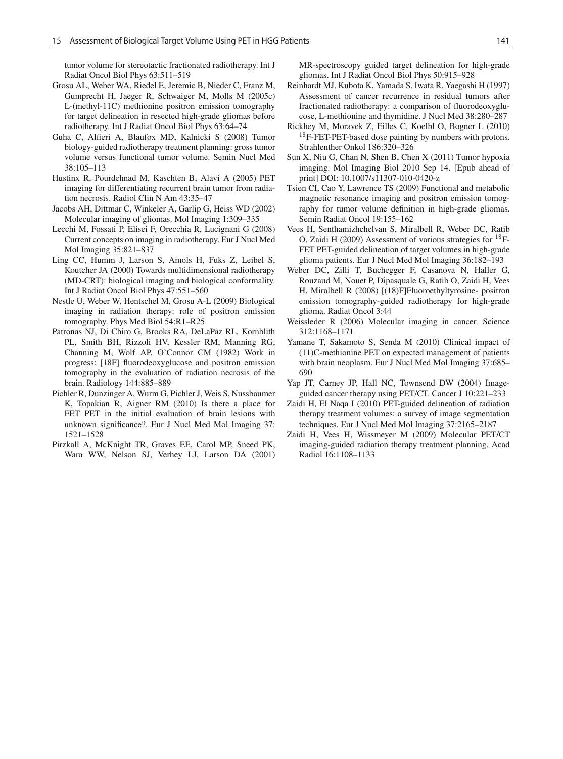tumor volume for stereotactic fractionated radiotherapy. Int J Radiat Oncol Biol Phys 63:511–519

Grosu AL, Weber WA, Riedel E, Jeremic B, Nieder C, Franz M, Gumprecht H, Jaeger R, Schwaiger M, Molls M (2005c) L-(methyl-11C) methionine positron emission tomography for target delineation in resected high-grade gliomas before radiotherapy. Int J Radiat Oncol Biol Phys 63:64–74

Guha C, Alfieri A, Blaufox MD, Kalnicki S (2008) Tumor biology-guided radiotherapy treatment planning: gross tumor volume versus functional tumor volume. Semin Nucl Med 38:105–113

Hustinx R, Pourdehnad M, Kaschten B, Alavi A (2005) PET imaging for differentiating recurrent brain tumor from radiation necrosis. Radiol Clin N Am 43:35–47

Jacobs AH, Dittmar C, Winkeler A, Garlip G, Heiss WD (2002) Molecular imaging of gliomas. Mol Imaging 1:309–335

Lecchi M, Fossati P, Elisei F, Orecchia R, Lucignani G (2008) Current concepts on imaging in radiotherapy. Eur J Nucl Med Mol Imaging 35:821–837

Ling CC, Humm J, Larson S, Amols H, Fuks Z, Leibel S, Koutcher JA (2000) Towards multidimensional radiotherapy (MD-CRT): biological imaging and biological conformality. Int J Radiat Oncol Biol Phys 47:551–560

Nestle U, Weber W, Hentschel M, Grosu A-L (2009) Biological imaging in radiation therapy: role of positron emission tomography. Phys Med Biol 54:R1–R25

Patronas NJ, Di Chiro G, Brooks RA, DeLaPaz RL, Kornblith PL, Smith BH, Rizzoli HV, Kessler RM, Manning RG, Channing M, Wolf AP, O'Connor CM (1982) Work in progress: [18F] fluorodeoxyglucose and positron emission tomography in the evaluation of radiation necrosis of the brain. Radiology 144:885–889

Pichler R, Dunzinger A, Wurm G, Pichler J, Weis S, Nussbaumer K, Topakian R, Aigner RM (2010) Is there a place for FET PET in the initial evaluation of brain lesions with unknown significance?. Eur J Nucl Med Mol Imaging 37: 1521–1528

Pirzkall A, McKnight TR, Graves EE, Carol MP, Sneed PK, Wara WW, Nelson SJ, Verhey LJ, Larson DA (2001) MR-spectroscopy guided target delineation for high-grade gliomas. Int J Radiat Oncol Biol Phys 50:915–928

Reinhardt MJ, Kubota K, Yamada S, Iwata R, Yaegashi H (1997) Assessment of cancer recurrence in residual tumors after fractionated radiotherapy: a comparison of fluorodeoxyglucose, L-methionine and thymidine. J Nucl Med 38:280–287

Rickhey M, Moravek Z, Eilles C, Koelbl O, Bogner L (2010) $^{18}$F-FET-PET-based dose painting by numbers with protons. Strahlenther Onkol 186:320–326

Sun X, Niu G, Chan N, Shen B, Chen X (2011) Tumor hypoxia imaging. Mol Imaging Biol 2010 Sep 14. [Epub ahead of print] DOI: 10.1007/s11307-010-0420-z

Tsien CI, Cao Y, Lawrence TS (2009) Functional and metabolic magnetic resonance imaging and positron emission tomography for tumor volume definition in high-grade gliomas. Semin Radiat Oncol 19:155–162

Vees H, Senthamizhchelvan S, Miralbell R, Weber DC, Ratib O, Zaidi H (2009) Assessment of various strategies for $^{18}$F-FET PET-guided delineation of target volumes in high-grade glioma patients. Eur J Nucl Med Mol Imaging 36:182–193

Weber DC, Zilli T, Buchegger F, Casanova N, Haller G, Rouzaud M, Nouet P, Dipasquale G, Ratib O, Zaidi H, Vees H, Miralbell R (2008) [(18)F]Fluoroethyltyrosine- positron emission tomography-guided radiotherapy for high-grade glioma. Radiat Oncol 3:44

Weissleder R (2006) Molecular imaging in cancer. Science 312:1168–1171

Yamane T, Sakamoto S, Senda M (2010) Clinical impact of (11)C-methionine PET on expected management of patients with brain neoplasm. Eur J Nucl Med Mol Imaging 37:685–690

Yap JT, Carney JP, Hall NC, Townsend DW (2004) Image-guided cancer therapy using PET/CT. Cancer J 10:221–233

Zaidi H, El Naqa I (2010) PET-guided delineation of radiation therapy treatment volumes: a survey of image segmentation techniques. Eur J Nucl Med Mol Imaging 37:2165–2187

Zaidi H, Vees H, Wissmeyer M (2009) Molecular PET/CT imaging-guided radiation therapy treatment planning. Acad Radiol 16:1108–1133